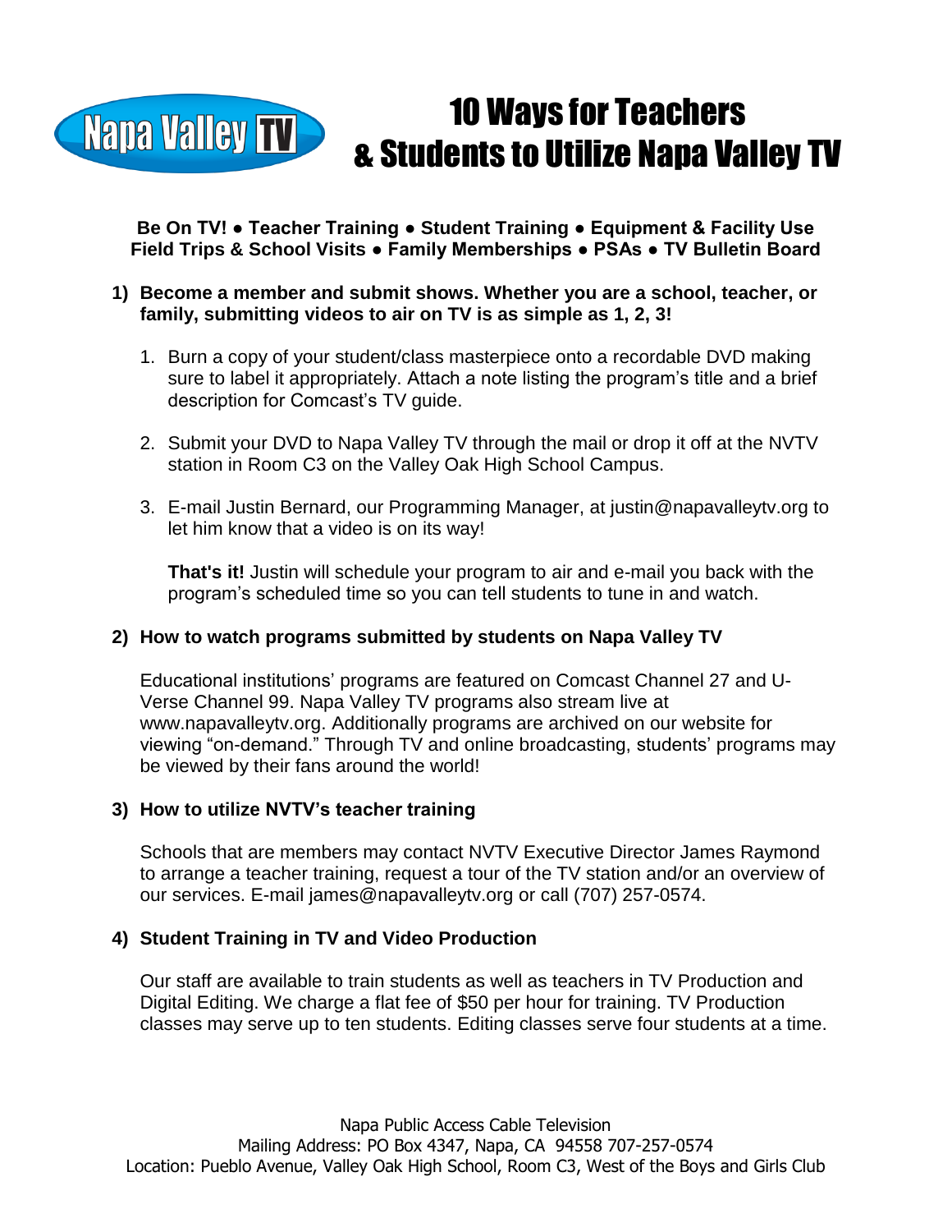# 10 Ways for Teachers & Students to Utilize Napa Valley TV

**Be On TV! ● Teacher Training ● Student Training ● Equipment & Facility Use**
**Field Trips & School Visits ● Family Memberships ● PSAs ● TV Bulletin Board**

## 1) Become a member and submit shows. Whether you are a school, teacher, or family, submitting videos to air on TV is as simple as 1, 2, 3!

1. Burn a copy of your student/class masterpiece onto a recordable DVD making sure to label it appropriately. Attach a note listing the program's title and a brief description for Comcast's TV guide.

2. Submit your DVD to Napa Valley TV through the mail or drop it off at the NVTV station in Room C3 on the Valley Oak High School Campus.

3. E-mail Justin Bernard, our Programming Manager, at justin@napavalleytv.org to let him know that a video is on its way!

   **That's it!** Justin will schedule your program to air and e-mail you back with the program's scheduled time so you can tell students to tune in and watch.

## 2) How to watch programs submitted by students on Napa Valley TV

Educational institutions' programs are featured on Comcast Channel 27 and U-Verse Channel 99. Napa Valley TV programs also stream live at www.napavalleytv.org. Additionally programs are archived on our website for viewing "on-demand." Through TV and online broadcasting, students' programs may be viewed by their fans around the world!

## 3) How to utilize NVTV's teacher training

Schools that are members may contact NVTV Executive Director James Raymond to arrange a teacher training, request a tour of the TV station and/or an overview of our services. E-mail james@napavalleytv.org or call (707) 257-0574.

## 4) Student Training in TV and Video Production

Our staff are available to train students as well as teachers in TV Production and Digital Editing. We charge a flat fee of $50 per hour for training. TV Production classes may serve up to ten students. Editing classes serve four students at a time.

Napa Public Access Cable Television
Mailing Address: PO Box 4347, Napa, CA 94558 707-257-0574
Location: Pueblo Avenue, Valley Oak High School, Room C3, West of the Boys and Girls Club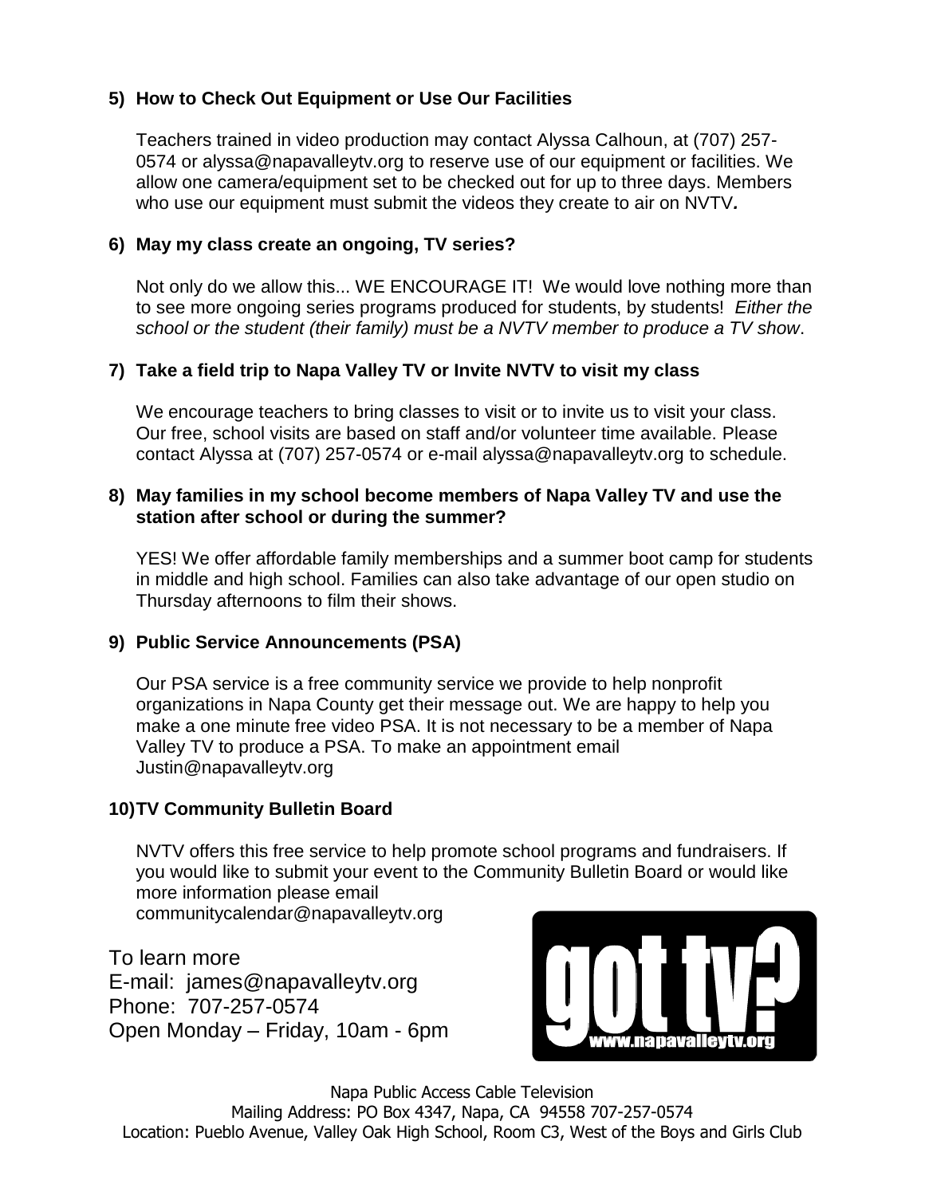**5) How to Check Out Equipment or Use Our Facilities**

Teachers trained in video production may contact Alyssa Calhoun, at (707) 257-0574 or alyssa@napavalleytv.org to reserve use of our equipment or facilities. We allow one camera/equipment set to be checked out for up to three days. Members who use our equipment must submit the videos they create to air on NVTV**.**

**6) May my class create an ongoing, TV series?**

Not only do we allow this... WE ENCOURAGE IT! We would love nothing more than to see more ongoing series programs produced for students, by students! *Either the school or the student (their family) must be a NVTV member to produce a TV show*.

**7) Take a field trip to Napa Valley TV or Invite NVTV to visit my class**

We encourage teachers to bring classes to visit or to invite us to visit your class. Our free, school visits are based on staff and/or volunteer time available. Please contact Alyssa at (707) 257-0574 or e-mail alyssa@napavalleytv.org to schedule.

**8) May families in my school become members of Napa Valley TV and use the station after school or during the summer?**

YES! We offer affordable family memberships and a summer boot camp for students in middle and high school. Families can also take advantage of our open studio on Thursday afternoons to film their shows.

**9) Public Service Announcements (PSA)**

Our PSA service is a free community service we provide to help nonprofit organizations in Napa County get their message out. We are happy to help you make a one minute free video PSA. It is not necessary to be a member of Napa Valley TV to produce a PSA. To make an appointment email Justin@napavalleytv.org

**10) TV Community Bulletin Board**

NVTV offers this free service to help promote school programs and fundraisers. If you would like to submit your event to the Community Bulletin Board or would like more information please email communitycalendar@napavalleytv.org

To learn more
E-mail: james@napavalleytv.org
Phone: 707-257-0574
Open Monday – Friday, 10am - 6pm

got tv?
www.napavalleytv.org

Napa Public Access Cable Television
Mailing Address: PO Box 4347, Napa, CA 94558 707-257-0574
Location: Pueblo Avenue, Valley Oak High School, Room C3, West of the Boys and Girls Club